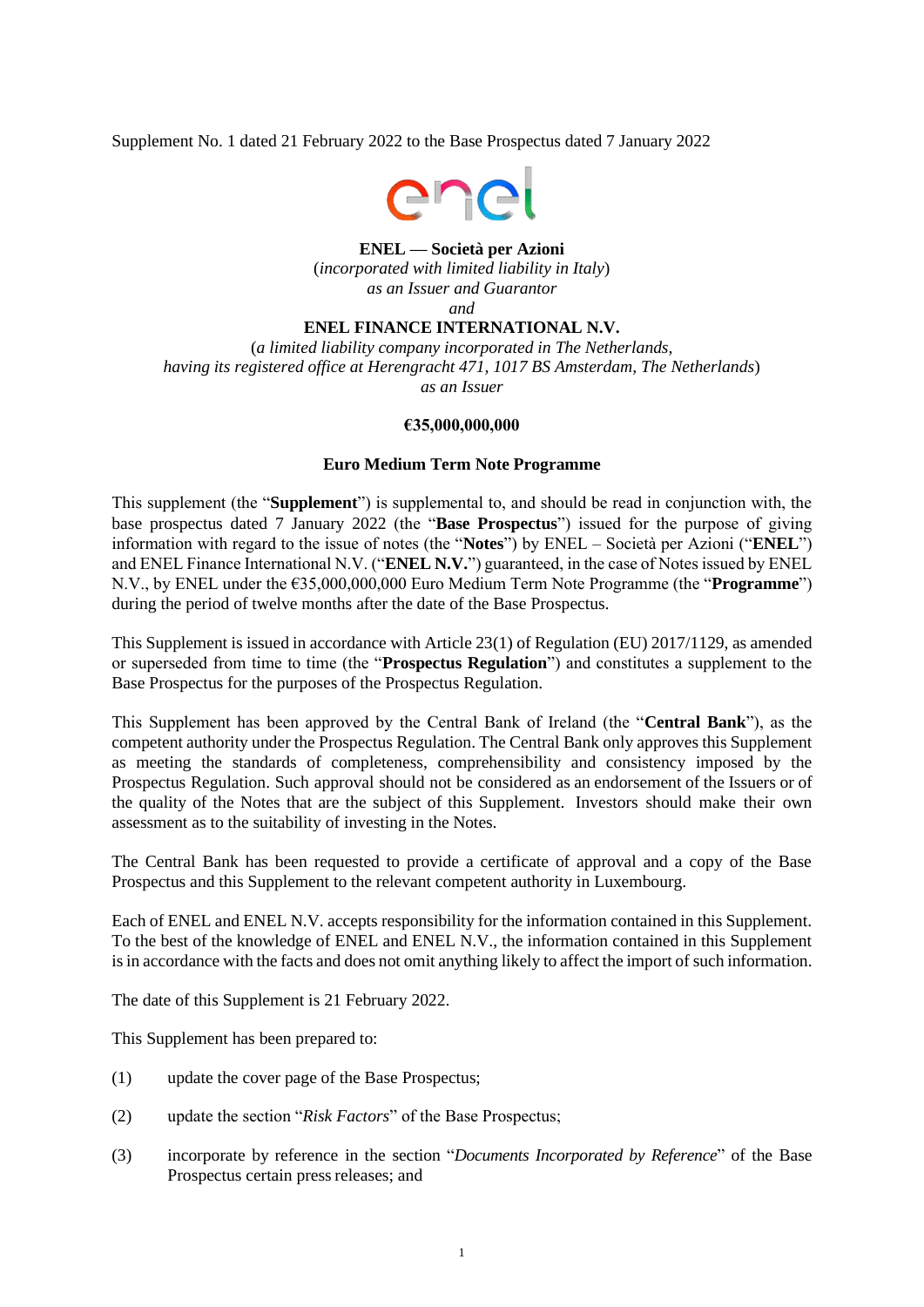Supplement No. 1 dated 21 February 2022 to the Base Prospectus dated 7 January 2022

**ENEL — Società per Azioni**
(*incorporated with limited liability in Italy*)
*as an Issuer and Guarantor*
*and*
**ENEL FINANCE INTERNATIONAL N.V.**
(*a limited liability company incorporated in The Netherlands, having its registered office at Herengracht 471, 1017 BS Amsterdam, The Netherlands*)
*as an Issuer*

**€35,000,000,000**

**Euro Medium Term Note Programme**

This supplement (the "**Supplement**") is supplemental to, and should be read in conjunction with, the base prospectus dated 7 January 2022 (the "**Base Prospectus**") issued for the purpose of giving information with regard to the issue of notes (the "**Notes**") by ENEL – Società per Azioni ("**ENEL**") and ENEL Finance International N.V. ("**ENEL N.V.**") guaranteed, in the case of Notes issued by ENEL N.V., by ENEL under the €35,000,000,000 Euro Medium Term Note Programme (the "**Programme**") during the period of twelve months after the date of the Base Prospectus.

This Supplement is issued in accordance with Article 23(1) of Regulation (EU) 2017/1129, as amended or superseded from time to time (the "**Prospectus Regulation**") and constitutes a supplement to the Base Prospectus for the purposes of the Prospectus Regulation.

This Supplement has been approved by the Central Bank of Ireland (the "**Central Bank**"), as the competent authority under the Prospectus Regulation. The Central Bank only approves this Supplement as meeting the standards of completeness, comprehensibility and consistency imposed by the Prospectus Regulation. Such approval should not be considered as an endorsement of the Issuers or of the quality of the Notes that are the subject of this Supplement. Investors should make their own assessment as to the suitability of investing in the Notes.

The Central Bank has been requested to provide a certificate of approval and a copy of the Base Prospectus and this Supplement to the relevant competent authority in Luxembourg.

Each of ENEL and ENEL N.V. accepts responsibility for the information contained in this Supplement. To the best of the knowledge of ENEL and ENEL N.V., the information contained in this Supplement is in accordance with the facts and does not omit anything likely to affect the import of such information.

The date of this Supplement is 21 February 2022.

This Supplement has been prepared to:

(1) update the cover page of the Base Prospectus;

(2) update the section "*Risk Factors*" of the Base Prospectus;

(3) incorporate by reference in the section "*Documents Incorporated by Reference*" of the Base Prospectus certain press releases; and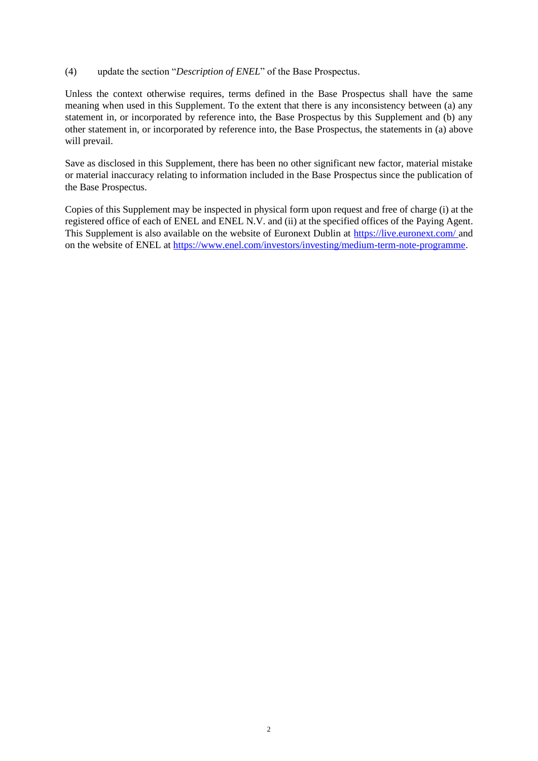(4) update the section "*Description of ENEL*" of the Base Prospectus.

Unless the context otherwise requires, terms defined in the Base Prospectus shall have the same meaning when used in this Supplement. To the extent that there is any inconsistency between (a) any statement in, or incorporated by reference into, the Base Prospectus by this Supplement and (b) any other statement in, or incorporated by reference into, the Base Prospectus, the statements in (a) above will prevail.

Save as disclosed in this Supplement, there has been no other significant new factor, material mistake or material inaccuracy relating to information included in the Base Prospectus since the publication of the Base Prospectus.

Copies of this Supplement may be inspected in physical form upon request and free of charge (i) at the registered office of each of ENEL and ENEL N.V. and (ii) at the specified offices of the Paying Agent. This Supplement is also available on the website of Euronext Dublin at https://live.euronext.com/ and on the website of ENEL at https://www.enel.com/investors/investing/medium-term-note-programme.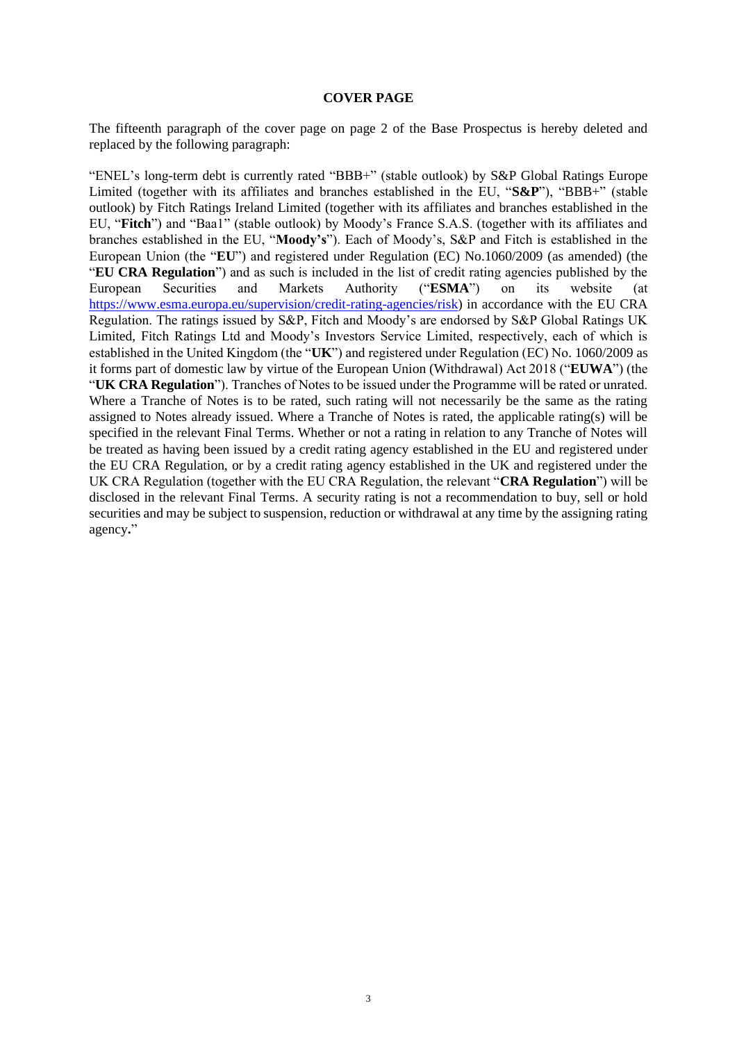## COVER PAGE

The fifteenth paragraph of the cover page on page 2 of the Base Prospectus is hereby deleted and replaced by the following paragraph:

"ENEL's long-term debt is currently rated "BBB+" (stable outlook) by S&P Global Ratings Europe Limited (together with its affiliates and branches established in the EU, "**S&P**"), "BBB+" (stable outlook) by Fitch Ratings Ireland Limited (together with its affiliates and branches established in the EU, "**Fitch**") and "Baa1" (stable outlook) by Moody's France S.A.S. (together with its affiliates and branches established in the EU, "**Moody's**"). Each of Moody's, S&P and Fitch is established in the European Union (the "**EU**") and registered under Regulation (EC) No.1060/2009 (as amended) (the "**EU CRA Regulation**") and as such is included in the list of credit rating agencies published by the European Securities and Markets Authority ("**ESMA**") on its website (at https://www.esma.europa.eu/supervision/credit-rating-agencies/risk) in accordance with the EU CRA Regulation. The ratings issued by S&P, Fitch and Moody's are endorsed by S&P Global Ratings UK Limited, Fitch Ratings Ltd and Moody's Investors Service Limited, respectively, each of which is established in the United Kingdom (the "**UK**") and registered under Regulation (EC) No. 1060/2009 as it forms part of domestic law by virtue of the European Union (Withdrawal) Act 2018 ("**EUWA**") (the "**UK CRA Regulation**"). Tranches of Notes to be issued under the Programme will be rated or unrated. Where a Tranche of Notes is to be rated, such rating will not necessarily be the same as the rating assigned to Notes already issued. Where a Tranche of Notes is rated, the applicable rating(s) will be specified in the relevant Final Terms. Whether or not a rating in relation to any Tranche of Notes will be treated as having been issued by a credit rating agency established in the EU and registered under the EU CRA Regulation, or by a credit rating agency established in the UK and registered under the UK CRA Regulation (together with the EU CRA Regulation, the relevant "**CRA Regulation**") will be disclosed in the relevant Final Terms. A security rating is not a recommendation to buy, sell or hold securities and may be subject to suspension, reduction or withdrawal at any time by the assigning rating agency."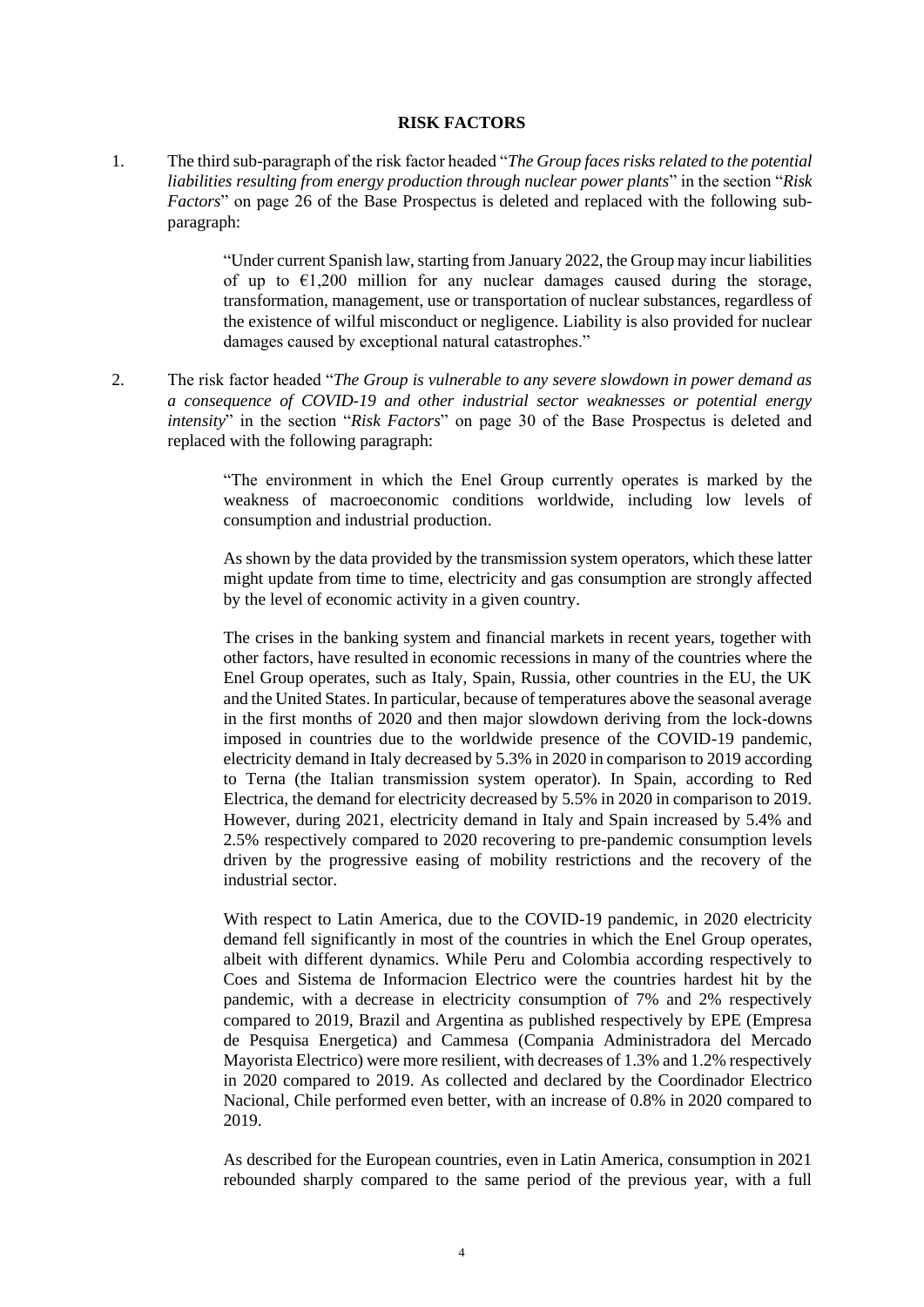## RISK FACTORS

1. The third sub-paragraph of the risk factor headed "*The Group faces risks related to the potential liabilities resulting from energy production through nuclear power plants*" in the section "*Risk Factors*" on page 26 of the Base Prospectus is deleted and replaced with the following sub-paragraph:

   > "Under current Spanish law, starting from January 2022, the Group may incur liabilities of up to €1,200 million for any nuclear damages caused during the storage, transformation, management, use or transportation of nuclear substances, regardless of the existence of wilful misconduct or negligence. Liability is also provided for nuclear damages caused by exceptional natural catastrophes."

2. The risk factor headed "*The Group is vulnerable to any severe slowdown in power demand as a consequence of COVID-19 and other industrial sector weaknesses or potential energy intensity*" in the section "*Risk Factors*" on page 30 of the Base Prospectus is deleted and replaced with the following paragraph:

   > "The environment in which the Enel Group currently operates is marked by the weakness of macroeconomic conditions worldwide, including low levels of consumption and industrial production.
   >
   > As shown by the data provided by the transmission system operators, which these latter might update from time to time, electricity and gas consumption are strongly affected by the level of economic activity in a given country.
   >
   > The crises in the banking system and financial markets in recent years, together with other factors, have resulted in economic recessions in many of the countries where the Enel Group operates, such as Italy, Spain, Russia, other countries in the EU, the UK and the United States. In particular, because of temperatures above the seasonal average in the first months of 2020 and then major slowdown deriving from the lock-downs imposed in countries due to the worldwide presence of the COVID-19 pandemic, electricity demand in Italy decreased by 5.3% in 2020 in comparison to 2019 according to Terna (the Italian transmission system operator). In Spain, according to Red Electrica, the demand for electricity decreased by 5.5% in 2020 in comparison to 2019. However, during 2021, electricity demand in Italy and Spain increased by 5.4% and 2.5% respectively compared to 2020 recovering to pre-pandemic consumption levels driven by the progressive easing of mobility restrictions and the recovery of the industrial sector.
   >
   > With respect to Latin America, due to the COVID-19 pandemic, in 2020 electricity demand fell significantly in most of the countries in which the Enel Group operates, albeit with different dynamics. While Peru and Colombia according respectively to Coes and Sistema de Informacion Electrico were the countries hardest hit by the pandemic, with a decrease in electricity consumption of 7% and 2% respectively compared to 2019, Brazil and Argentina as published respectively by EPE (Empresa de Pesquisa Energetica) and Cammesa (Compania Administradora del Mercado Mayorista Electrico) were more resilient, with decreases of 1.3% and 1.2% respectively in 2020 compared to 2019. As collected and declared by the Coordinador Electrico Nacional, Chile performed even better, with an increase of 0.8% in 2020 compared to 2019.
   >
   > As described for the European countries, even in Latin America, consumption in 2021 rebounded sharply compared to the same period of the previous year, with a full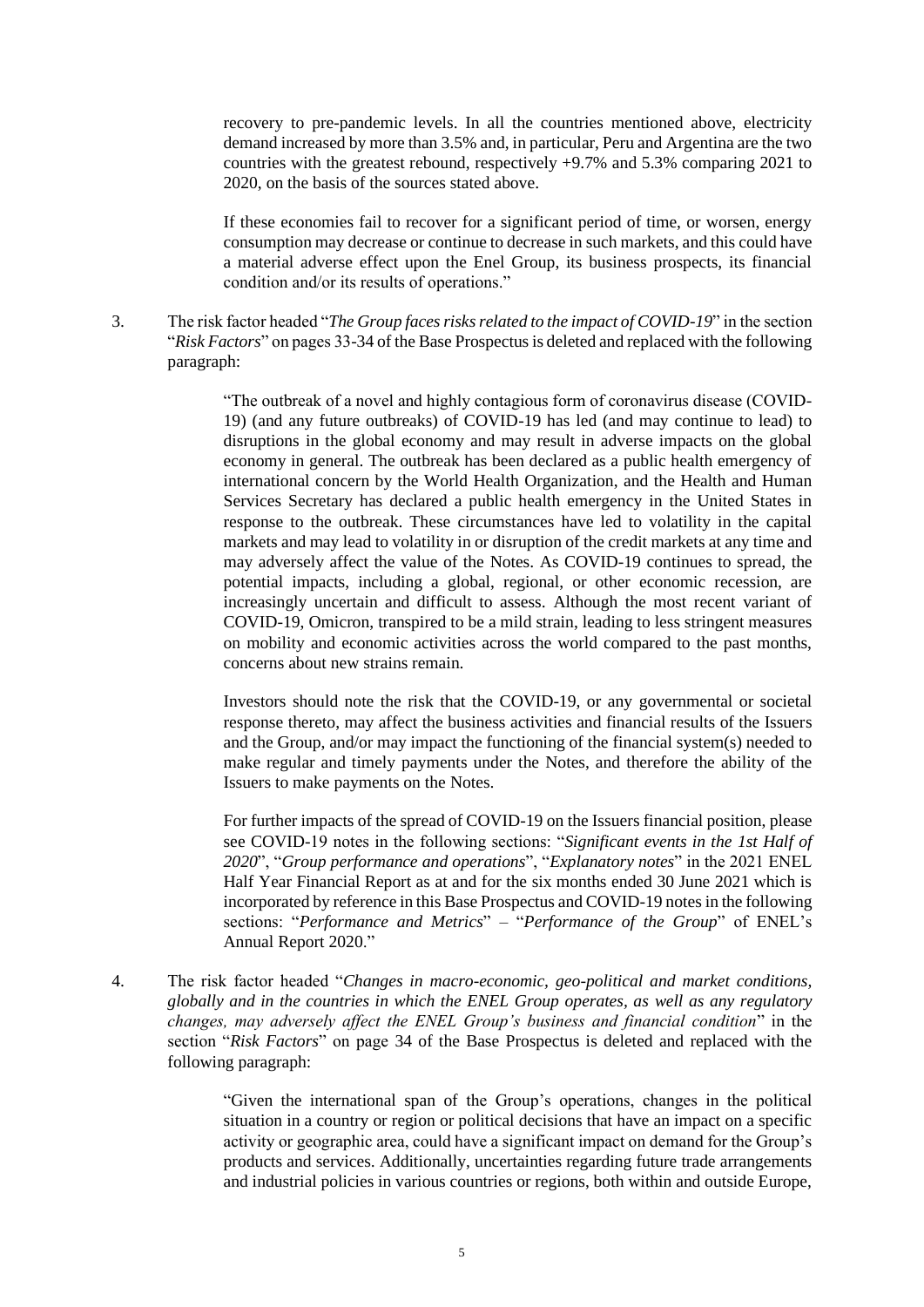recovery to pre-pandemic levels. In all the countries mentioned above, electricity demand increased by more than 3.5% and, in particular, Peru and Argentina are the two countries with the greatest rebound, respectively +9.7% and 5.3% comparing 2021 to 2020, on the basis of the sources stated above.

If these economies fail to recover for a significant period of time, or worsen, energy consumption may decrease or continue to decrease in such markets, and this could have a material adverse effect upon the Enel Group, its business prospects, its financial condition and/or its results of operations."

3. The risk factor headed "*The Group faces risks related to the impact of COVID-19*" in the section "*Risk Factors*" on pages 33-34 of the Base Prospectus is deleted and replaced with the following paragraph:

> "The outbreak of a novel and highly contagious form of coronavirus disease (COVID-19) (and any future outbreaks) of COVID-19 has led (and may continue to lead) to disruptions in the global economy and may result in adverse impacts on the global economy in general. The outbreak has been declared as a public health emergency of international concern by the World Health Organization, and the Health and Human Services Secretary has declared a public health emergency in the United States in response to the outbreak. These circumstances have led to volatility in the capital markets and may lead to volatility in or disruption of the credit markets at any time and may adversely affect the value of the Notes. As COVID-19 continues to spread, the potential impacts, including a global, regional, or other economic recession, are increasingly uncertain and difficult to assess. Although the most recent variant of COVID-19, Omicron, transpired to be a mild strain, leading to less stringent measures on mobility and economic activities across the world compared to the past months, concerns about new strains remain.
>
> Investors should note the risk that the COVID-19, or any governmental or societal response thereto, may affect the business activities and financial results of the Issuers and the Group, and/or may impact the functioning of the financial system(s) needed to make regular and timely payments under the Notes, and therefore the ability of the Issuers to make payments on the Notes.
>
> For further impacts of the spread of COVID-19 on the Issuers financial position, please see COVID-19 notes in the following sections: "*Significant events in the 1st Half of 2020*", "*Group performance and operations*", "*Explanatory notes*" in the 2021 ENEL Half Year Financial Report as at and for the six months ended 30 June 2021 which is incorporated by reference in this Base Prospectus and COVID-19 notes in the following sections: "*Performance and Metrics*" – "*Performance of the Group*" of ENEL's Annual Report 2020."

4. The risk factor headed "*Changes in macro-economic, geo-political and market conditions, globally and in the countries in which the ENEL Group operates, as well as any regulatory changes, may adversely affect the ENEL Group's business and financial condition*" in the section "*Risk Factors*" on page 34 of the Base Prospectus is deleted and replaced with the following paragraph:

> "Given the international span of the Group's operations, changes in the political situation in a country or region or political decisions that have an impact on a specific activity or geographic area, could have a significant impact on demand for the Group's products and services. Additionally, uncertainties regarding future trade arrangements and industrial policies in various countries or regions, both within and outside Europe,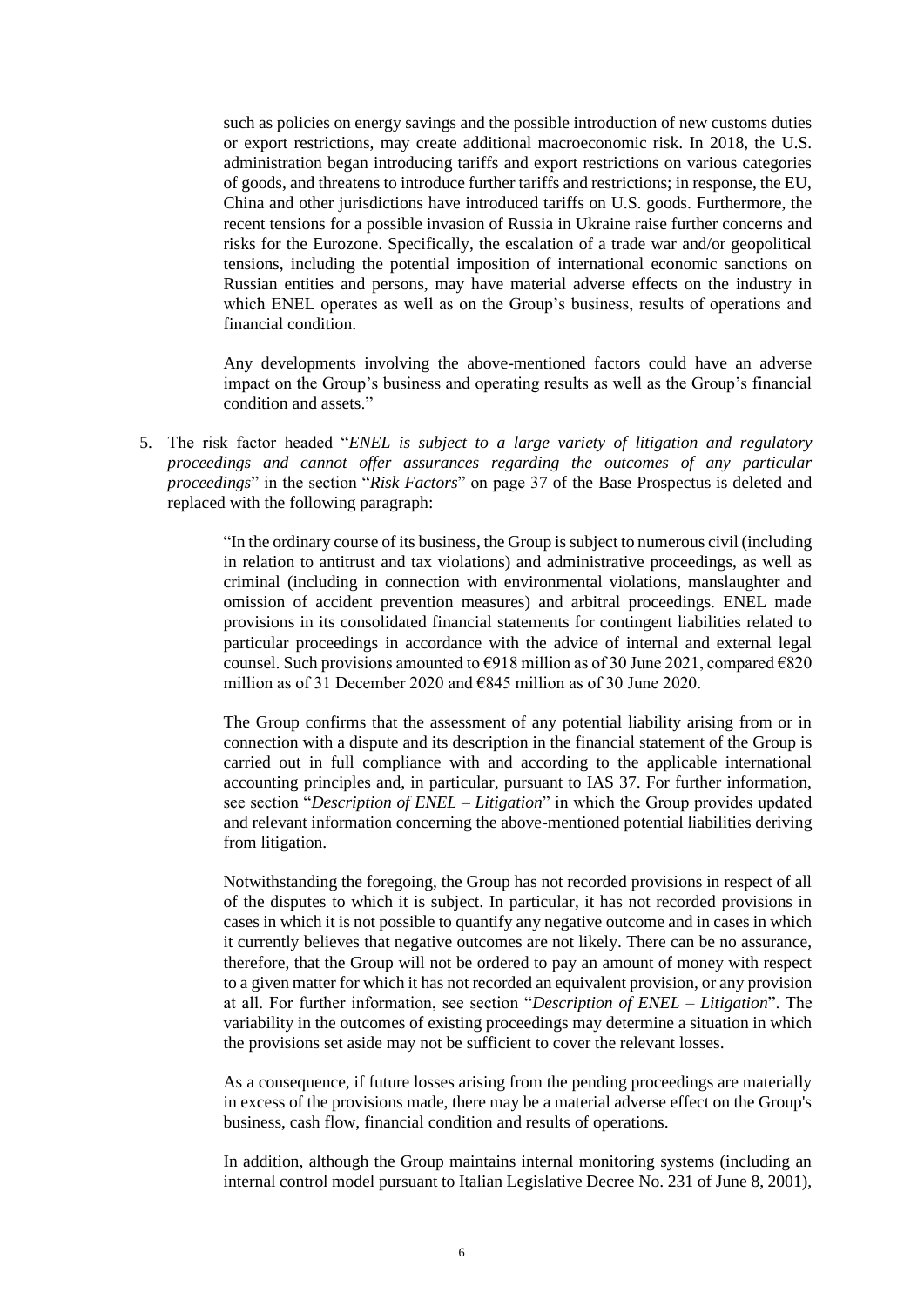such as policies on energy savings and the possible introduction of new customs duties or export restrictions, may create additional macroeconomic risk. In 2018, the U.S. administration began introducing tariffs and export restrictions on various categories of goods, and threatens to introduce further tariffs and restrictions; in response, the EU, China and other jurisdictions have introduced tariffs on U.S. goods. Furthermore, the recent tensions for a possible invasion of Russia in Ukraine raise further concerns and risks for the Eurozone. Specifically, the escalation of a trade war and/or geopolitical tensions, including the potential imposition of international economic sanctions on Russian entities and persons, may have material adverse effects on the industry in which ENEL operates as well as on the Group's business, results of operations and financial condition.

Any developments involving the above-mentioned factors could have an adverse impact on the Group's business and operating results as well as the Group's financial condition and assets."

5. The risk factor headed "*ENEL is subject to a large variety of litigation and regulatory proceedings and cannot offer assurances regarding the outcomes of any particular proceedings*" in the section "*Risk Factors*" on page 37 of the Base Prospectus is deleted and replaced with the following paragraph:

> "In the ordinary course of its business, the Group is subject to numerous civil (including in relation to antitrust and tax violations) and administrative proceedings, as well as criminal (including in connection with environmental violations, manslaughter and omission of accident prevention measures) and arbitral proceedings. ENEL made provisions in its consolidated financial statements for contingent liabilities related to particular proceedings in accordance with the advice of internal and external legal counsel. Such provisions amounted to €918 million as of 30 June 2021, compared €820 million as of 31 December 2020 and €845 million as of 30 June 2020.
>
> The Group confirms that the assessment of any potential liability arising from or in connection with a dispute and its description in the financial statement of the Group is carried out in full compliance with and according to the applicable international accounting principles and, in particular, pursuant to IAS 37. For further information, see section "*Description of ENEL – Litigation*" in which the Group provides updated and relevant information concerning the above-mentioned potential liabilities deriving from litigation.
>
> Notwithstanding the foregoing, the Group has not recorded provisions in respect of all of the disputes to which it is subject. In particular, it has not recorded provisions in cases in which it is not possible to quantify any negative outcome and in cases in which it currently believes that negative outcomes are not likely. There can be no assurance, therefore, that the Group will not be ordered to pay an amount of money with respect to a given matter for which it has not recorded an equivalent provision, or any provision at all. For further information, see section "*Description of ENEL – Litigation*". The variability in the outcomes of existing proceedings may determine a situation in which the provisions set aside may not be sufficient to cover the relevant losses.
>
> As a consequence, if future losses arising from the pending proceedings are materially in excess of the provisions made, there may be a material adverse effect on the Group's business, cash flow, financial condition and results of operations.
>
> In addition, although the Group maintains internal monitoring systems (including an internal control model pursuant to Italian Legislative Decree No. 231 of June 8, 2001),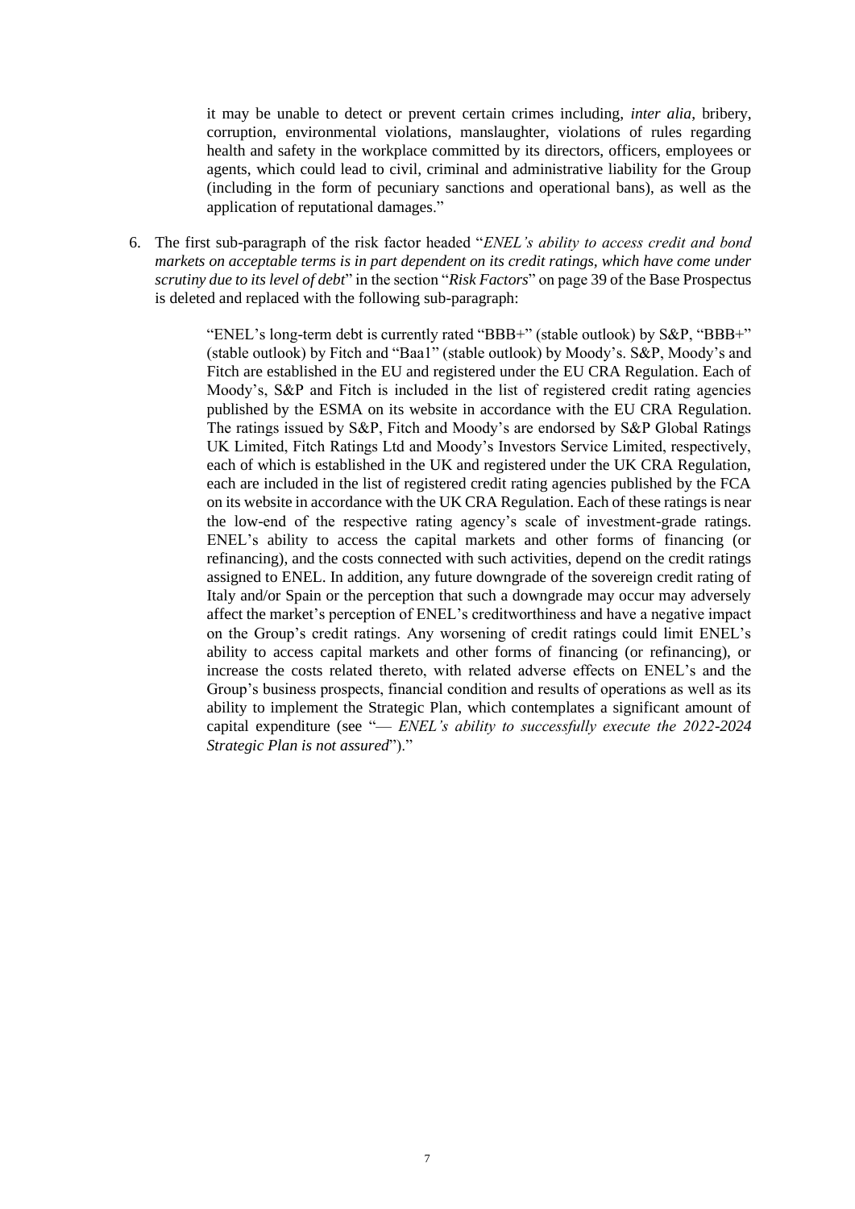it may be unable to detect or prevent certain crimes including, *inter alia*, bribery, corruption, environmental violations, manslaughter, violations of rules regarding health and safety in the workplace committed by its directors, officers, employees or agents, which could lead to civil, criminal and administrative liability for the Group (including in the form of pecuniary sanctions and operational bans), as well as the application of reputational damages."

6. The first sub-paragraph of the risk factor headed "*ENEL's ability to access credit and bond markets on acceptable terms is in part dependent on its credit ratings, which have come under scrutiny due to its level of debt*" in the section "*Risk Factors*" on page 39 of the Base Prospectus is deleted and replaced with the following sub-paragraph:

> "ENEL's long-term debt is currently rated "BBB+" (stable outlook) by S&P, "BBB+" (stable outlook) by Fitch and "Baa1" (stable outlook) by Moody's. S&P, Moody's and Fitch are established in the EU and registered under the EU CRA Regulation. Each of Moody's, S&P and Fitch is included in the list of registered credit rating agencies published by the ESMA on its website in accordance with the EU CRA Regulation. The ratings issued by S&P, Fitch and Moody's are endorsed by S&P Global Ratings UK Limited, Fitch Ratings Ltd and Moody's Investors Service Limited, respectively, each of which is established in the UK and registered under the UK CRA Regulation, each are included in the list of registered credit rating agencies published by the FCA on its website in accordance with the UK CRA Regulation. Each of these ratings is near the low-end of the respective rating agency's scale of investment-grade ratings. ENEL's ability to access the capital markets and other forms of financing (or refinancing), and the costs connected with such activities, depend on the credit ratings assigned to ENEL. In addition, any future downgrade of the sovereign credit rating of Italy and/or Spain or the perception that such a downgrade may occur may adversely affect the market's perception of ENEL's creditworthiness and have a negative impact on the Group's credit ratings. Any worsening of credit ratings could limit ENEL's ability to access capital markets and other forms of financing (or refinancing), or increase the costs related thereto, with related adverse effects on ENEL's and the Group's business prospects, financial condition and results of operations as well as its ability to implement the Strategic Plan, which contemplates a significant amount of capital expenditure (see "*— ENEL's ability to successfully execute the 2022-2024 Strategic Plan is not assured*")."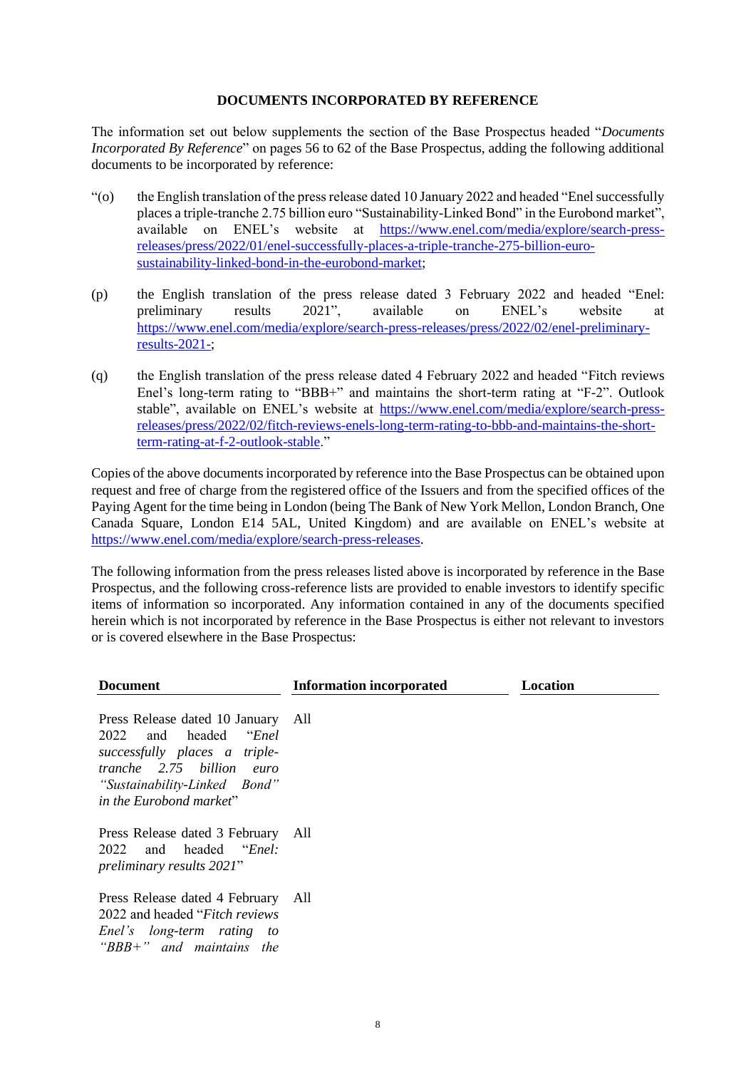## DOCUMENTS INCORPORATED BY REFERENCE

The information set out below supplements the section of the Base Prospectus headed "*Documents Incorporated By Reference*" on pages 56 to 62 of the Base Prospectus, adding the following additional documents to be incorporated by reference:

"(o) the English translation of the press release dated 10 January 2022 and headed "Enel successfully places a triple-tranche 2.75 billion euro "Sustainability-Linked Bond" in the Eurobond market", available on ENEL's website at https://www.enel.com/media/explore/search-press-releases/press/2022/01/enel-successfully-places-a-triple-tranche-275-billion-euro-sustainability-linked-bond-in-the-eurobond-market;

(p) the English translation of the press release dated 3 February 2022 and headed "Enel: preliminary results 2021", available on ENEL's website at https://www.enel.com/media/explore/search-press-releases/press/2022/02/enel-preliminary-results-2021-;

(q) the English translation of the press release dated 4 February 2022 and headed "Fitch reviews Enel's long-term rating to "BBB+" and maintains the short-term rating at "F-2". Outlook stable", available on ENEL's website at https://www.enel.com/media/explore/search-press-releases/press/2022/02/fitch-reviews-enels-long-term-rating-to-bbb-and-maintains-the-short-term-rating-at-f-2-outlook-stable."

Copies of the above documents incorporated by reference into the Base Prospectus can be obtained upon request and free of charge from the registered office of the Issuers and from the specified offices of the Paying Agent for the time being in London (being The Bank of New York Mellon, London Branch, One Canada Square, London E14 5AL, United Kingdom) and are available on ENEL's website at https://www.enel.com/media/explore/search-press-releases.

The following information from the press releases listed above is incorporated by reference in the Base Prospectus, and the following cross-reference lists are provided to enable investors to identify specific items of information so incorporated. Any information contained in any of the documents specified herein which is not incorporated by reference in the Base Prospectus is either not relevant to investors or is covered elsewhere in the Base Prospectus:

| Document | Information incorporated | Location |
|---|---|---|
| Press Release dated 10 January 2022 and headed "*Enel successfully places a triple-tranche 2.75 billion euro "Sustainability-Linked Bond" in the Eurobond market*" | All | |
| Press Release dated 3 February 2022 and headed "*Enel: preliminary results 2021*" | All | |
| Press Release dated 4 February 2022 and headed "*Fitch reviews Enel's long-term rating to "BBB+" and maintains the* | All | |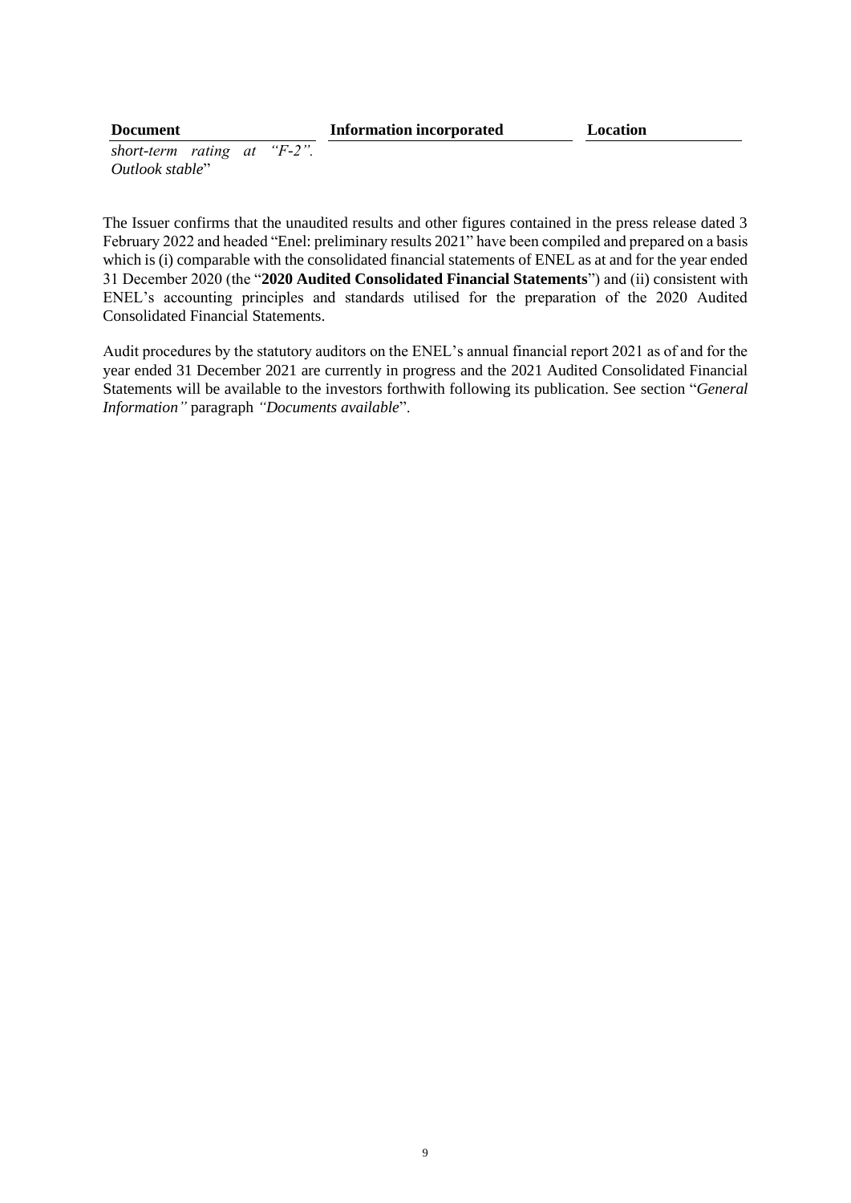| Document | Information incorporated | Location |
| --- | --- | --- |
| *short-term rating at "F-2". Outlook stable*" | | |

The Issuer confirms that the unaudited results and other figures contained in the press release dated 3 February 2022 and headed "Enel: preliminary results 2021" have been compiled and prepared on a basis which is (i) comparable with the consolidated financial statements of ENEL as at and for the year ended 31 December 2020 (the "**2020 Audited Consolidated Financial Statements**") and (ii) consistent with ENEL's accounting principles and standards utilised for the preparation of the 2020 Audited Consolidated Financial Statements.

Audit procedures by the statutory auditors on the ENEL's annual financial report 2021 as of and for the year ended 31 December 2021 are currently in progress and the 2021 Audited Consolidated Financial Statements will be available to the investors forthwith following its publication. See section "*General Information"* paragraph *"Documents available*".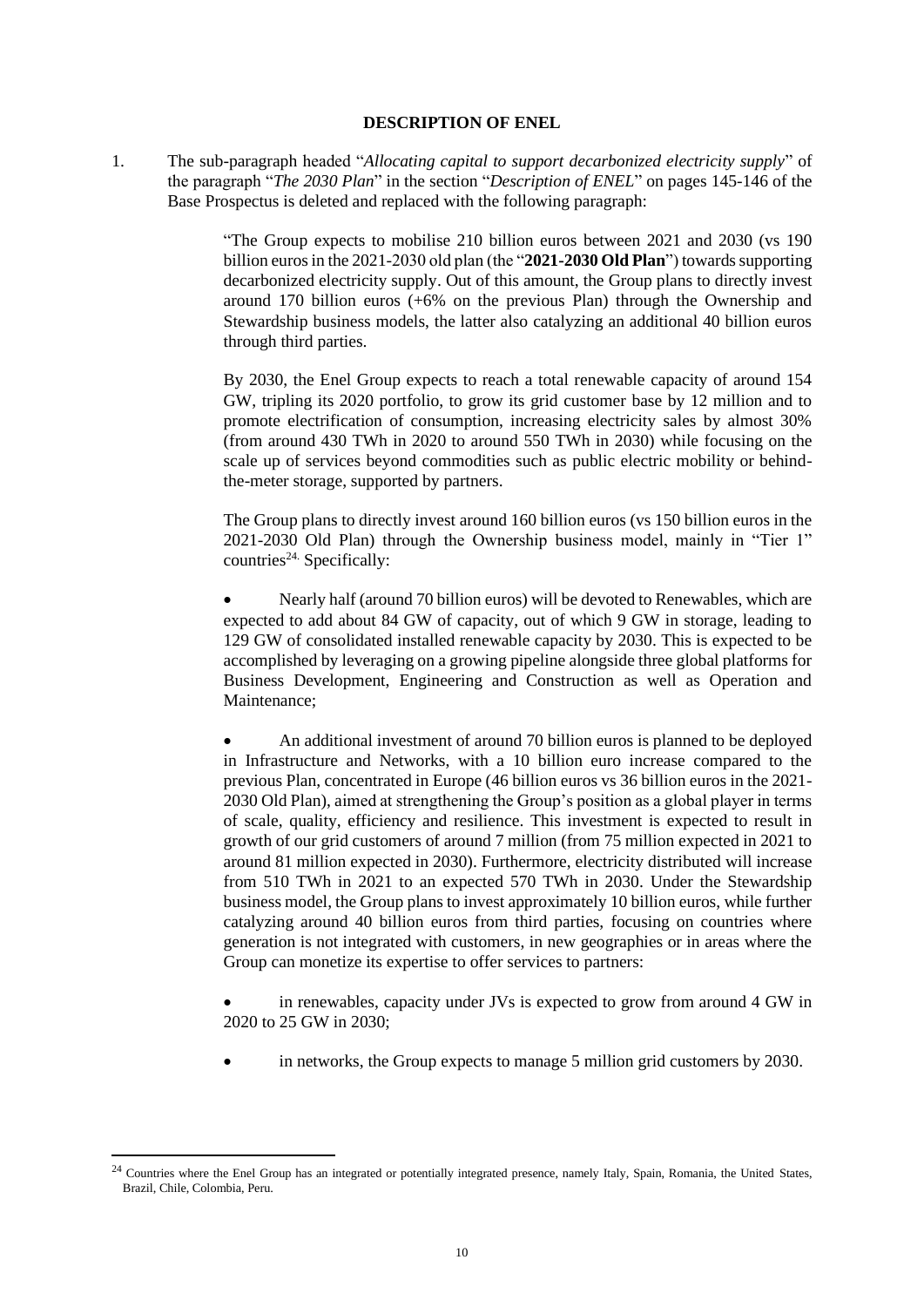## DESCRIPTION OF ENEL

1. The sub-paragraph headed "*Allocating capital to support decarbonized electricity supply*" of the paragraph "*The 2030 Plan*" in the section "*Description of ENEL*" on pages 145-146 of the Base Prospectus is deleted and replaced with the following paragraph:

> "The Group expects to mobilise 210 billion euros between 2021 and 2030 (vs 190 billion euros in the 2021-2030 old plan (the "**2021-2030 Old Plan**") towards supporting decarbonized electricity supply. Out of this amount, the Group plans to directly invest around 170 billion euros (+6% on the previous Plan) through the Ownership and Stewardship business models, the latter also catalyzing an additional 40 billion euros through third parties.
>
> By 2030, the Enel Group expects to reach a total renewable capacity of around 154 GW, tripling its 2020 portfolio, to grow its grid customer base by 12 million and to promote electrification of consumption, increasing electricity sales by almost 30% (from around 430 TWh in 2020 to around 550 TWh in 2030) while focusing on the scale up of services beyond commodities such as public electric mobility or behind-the-meter storage, supported by partners.
>
> The Group plans to directly invest around 160 billion euros (vs 150 billion euros in the 2021-2030 Old Plan) through the Ownership business model, mainly in "Tier 1" countries[24]. Specifically:
>
> - Nearly half (around 70 billion euros) will be devoted to Renewables, which are expected to add about 84 GW of capacity, out of which 9 GW in storage, leading to 129 GW of consolidated installed renewable capacity by 2030. This is expected to be accomplished by leveraging on a growing pipeline alongside three global platforms for Business Development, Engineering and Construction as well as Operation and Maintenance;
>
> - An additional investment of around 70 billion euros is planned to be deployed in Infrastructure and Networks, with a 10 billion euro increase compared to the previous Plan, concentrated in Europe (46 billion euros vs 36 billion euros in the 2021-2030 Old Plan), aimed at strengthening the Group's position as a global player in terms of scale, quality, efficiency and resilience. This investment is expected to result in growth of our grid customers of around 7 million (from 75 million expected in 2021 to around 81 million expected in 2030). Furthermore, electricity distributed will increase from 510 TWh in 2021 to an expected 570 TWh in 2030. Under the Stewardship business model, the Group plans to invest approximately 10 billion euros, while further catalyzing around 40 billion euros from third parties, focusing on countries where generation is not integrated with customers, in new geographies or in areas where the Group can monetize its expertise to offer services to partners:
>
> - in renewables, capacity under JVs is expected to grow from around 4 GW in 2020 to 25 GW in 2030;
>
> - in networks, the Group expects to manage 5 million grid customers by 2030.

---

[24] Countries where the Enel Group has an integrated or potentially integrated presence, namely Italy, Spain, Romania, the United States, Brazil, Chile, Colombia, Peru.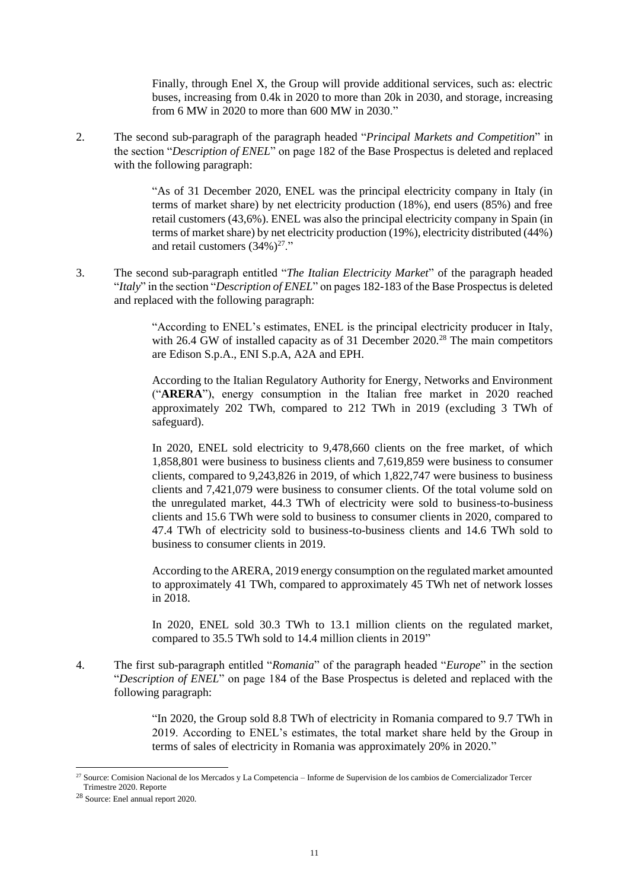Finally, through Enel X, the Group will provide additional services, such as: electric buses, increasing from 0.4k in 2020 to more than 20k in 2030, and storage, increasing from 6 MW in 2020 to more than 600 MW in 2030."

2. The second sub-paragraph of the paragraph headed "*Principal Markets and Competition*" in the section "*Description of ENEL*" on page 182 of the Base Prospectus is deleted and replaced with the following paragraph:

> "As of 31 December 2020, ENEL was the principal electricity company in Italy (in terms of market share) by net electricity production (18%), end users (85%) and free retail customers (43,6%). ENEL was also the principal electricity company in Spain (in terms of market share) by net electricity production (19%), electricity distributed (44%) and retail customers (34%)[27]."

3. The second sub-paragraph entitled "*The Italian Electricity Market*" of the paragraph headed "*Italy*" in the section "*Description of ENEL*" on pages 182-183 of the Base Prospectus is deleted and replaced with the following paragraph:

> "According to ENEL's estimates, ENEL is the principal electricity producer in Italy, with 26.4 GW of installed capacity as of 31 December 2020.[28] The main competitors are Edison S.p.A., ENI S.p.A, A2A and EPH.
>
> According to the Italian Regulatory Authority for Energy, Networks and Environment ("**ARERA**"), energy consumption in the Italian free market in 2020 reached approximately 202 TWh, compared to 212 TWh in 2019 (excluding 3 TWh of safeguard).
>
> In 2020, ENEL sold electricity to 9,478,660 clients on the free market, of which 1,858,801 were business to business clients and 7,619,859 were business to consumer clients, compared to 9,243,826 in 2019, of which 1,822,747 were business to business clients and 7,421,079 were business to consumer clients. Of the total volume sold on the unregulated market, 44.3 TWh of electricity were sold to business-to-business clients and 15.6 TWh were sold to business to consumer clients in 2020, compared to 47.4 TWh of electricity sold to business-to-business clients and 14.6 TWh sold to business to consumer clients in 2019.
>
> According to the ARERA, 2019 energy consumption on the regulated market amounted to approximately 41 TWh, compared to approximately 45 TWh net of network losses in 2018.
>
> In 2020, ENEL sold 30.3 TWh to 13.1 million clients on the regulated market, compared to 35.5 TWh sold to 14.4 million clients in 2019"

4. The first sub-paragraph entitled "*Romania*" of the paragraph headed "*Europe*" in the section "*Description of ENEL*" on page 184 of the Base Prospectus is deleted and replaced with the following paragraph:

> "In 2020, the Group sold 8.8 TWh of electricity in Romania compared to 9.7 TWh in 2019. According to ENEL's estimates, the total market share held by the Group in terms of sales of electricity in Romania was approximately 20% in 2020."

---

[27] Source: Comision Nacional de los Mercados y La Competencia – Informe de Supervision de los cambios de Comercializador Tercer Trimestre 2020. Reporte

[28] Source: Enel annual report 2020.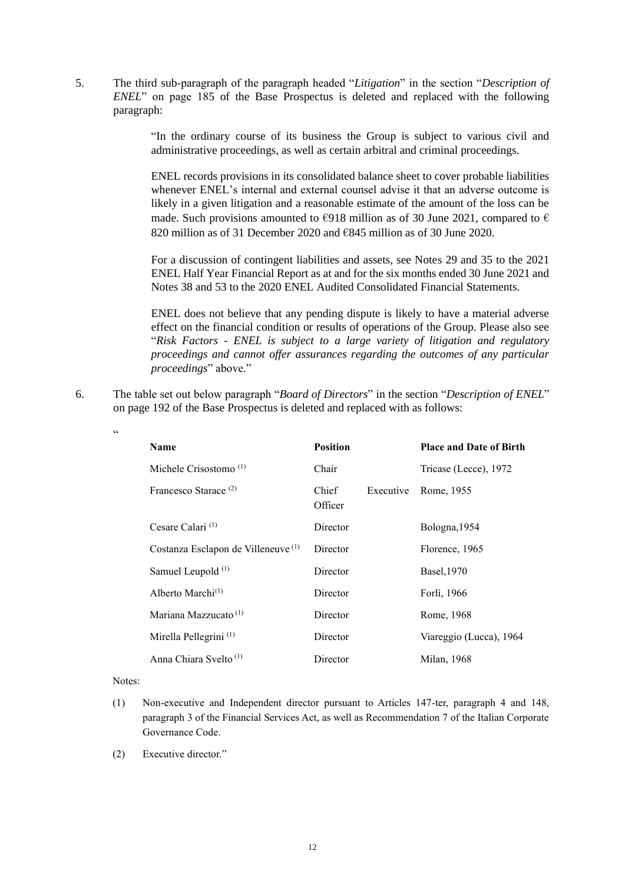5. The third sub-paragraph of the paragraph headed "*Litigation*" in the section "*Description of ENEL*" on page 185 of the Base Prospectus is deleted and replaced with the following paragraph:

> "In the ordinary course of its business the Group is subject to various civil and administrative proceedings, as well as certain arbitral and criminal proceedings.
>
> ENEL records provisions in its consolidated balance sheet to cover probable liabilities whenever ENEL's internal and external counsel advise it that an adverse outcome is likely in a given litigation and a reasonable estimate of the amount of the loss can be made. Such provisions amounted to €918 million as of 30 June 2021, compared to € 820 million as of 31 December 2020 and €845 million as of 30 June 2020.
>
> For a discussion of contingent liabilities and assets, see Notes 29 and 35 to the 2021 ENEL Half Year Financial Report as at and for the six months ended 30 June 2021 and Notes 38 and 53 to the 2020 ENEL Audited Consolidated Financial Statements.
>
> ENEL does not believe that any pending dispute is likely to have a material adverse effect on the financial condition or results of operations of the Group. Please also see "*Risk Factors - ENEL is subject to a large variety of litigation and regulatory proceedings and cannot offer assurances regarding the outcomes of any particular proceedings*" above."

6. The table set out below paragraph "*Board of Directors*" in the section "*Description of ENEL*" on page 192 of the Base Prospectus is deleted and replaced with as follows:

"

| **Name** | **Position** | **Place and Date of Birth** |
|---|---|---|
| Michele Crisostomo (1) | Chair | Tricase (Lecce), 1972 |
| Francesco Starace (2) | Chief Executive Officer | Rome, 1955 |
| Cesare Calari (1) | Director | Bologna,1954 |
| Costanza Esclapon de Villeneuve (1) | Director | Florence, 1965 |
| Samuel Leupold (1) | Director | Basel,1970 |
| Alberto Marchi(1) | Director | Forlì, 1966 |
| Mariana Mazzucato (1) | Director | Rome, 1968 |
| Mirella Pellegrini (1) | Director | Viareggio (Lucca), 1964 |
| Anna Chiara Svelto (1) | Director | Milan, 1968 |

Notes:

(1) Non-executive and Independent director pursuant to Articles 147-ter, paragraph 4 and 148, paragraph 3 of the Financial Services Act, as well as Recommendation 7 of the Italian Corporate Governance Code.

(2) Executive director."